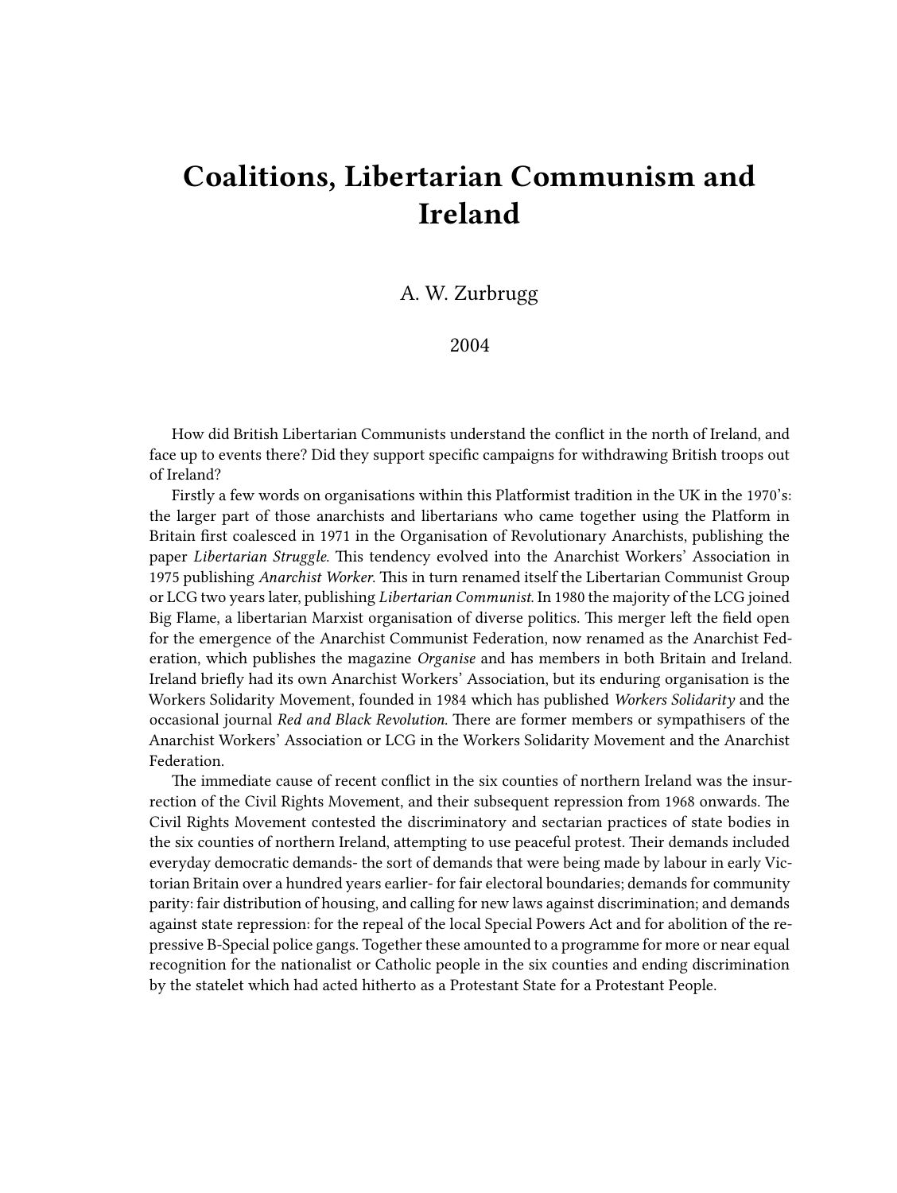# Coalitions, Libertarian Communism and Ireland

A. W. Zurbrugg

2004

How did British Libertarian Communists understand the conflict in the north of Ireland, and face up to events there? Did they support specific campaigns for withdrawing British troops out of Ireland?

Firstly a few words on organisations within this Platformist tradition in the UK in the 1970's: the larger part of those anarchists and libertarians who came together using the Platform in Britain first coalesced in 1971 in the Organisation of Revolutionary Anarchists, publishing the paper *Libertarian Struggle*. This tendency evolved into the Anarchist Workers' Association in 1975 publishing *Anarchist Worker*. This in turn renamed itself the Libertarian Communist Group or LCG two years later, publishing *Libertarian Communist*. In 1980 the majority of the LCG joined Big Flame, a libertarian Marxist organisation of diverse politics. This merger left the field open for the emergence of the Anarchist Communist Federation, now renamed as the Anarchist Federation, which publishes the magazine *Organise* and has members in both Britain and Ireland. Ireland briefly had its own Anarchist Workers' Association, but its enduring organisation is the Workers Solidarity Movement, founded in 1984 which has published *Workers Solidarity* and the occasional journal *Red and Black Revolution*. There are former members or sympathisers of the Anarchist Workers' Association or LCG in the Workers Solidarity Movement and the Anarchist Federation.

The immediate cause of recent conflict in the six counties of northern Ireland was the insurrection of the Civil Rights Movement, and their subsequent repression from 1968 onwards. The Civil Rights Movement contested the discriminatory and sectarian practices of state bodies in the six counties of northern Ireland, attempting to use peaceful protest. Their demands included everyday democratic demands- the sort of demands that were being made by labour in early Victorian Britain over a hundred years earlier- for fair electoral boundaries; demands for community parity: fair distribution of housing, and calling for new laws against discrimination; and demands against state repression: for the repeal of the local Special Powers Act and for abolition of the repressive B-Special police gangs. Together these amounted to a programme for more or near equal recognition for the nationalist or Catholic people in the six counties and ending discrimination by the statelet which had acted hitherto as a Protestant State for a Protestant People.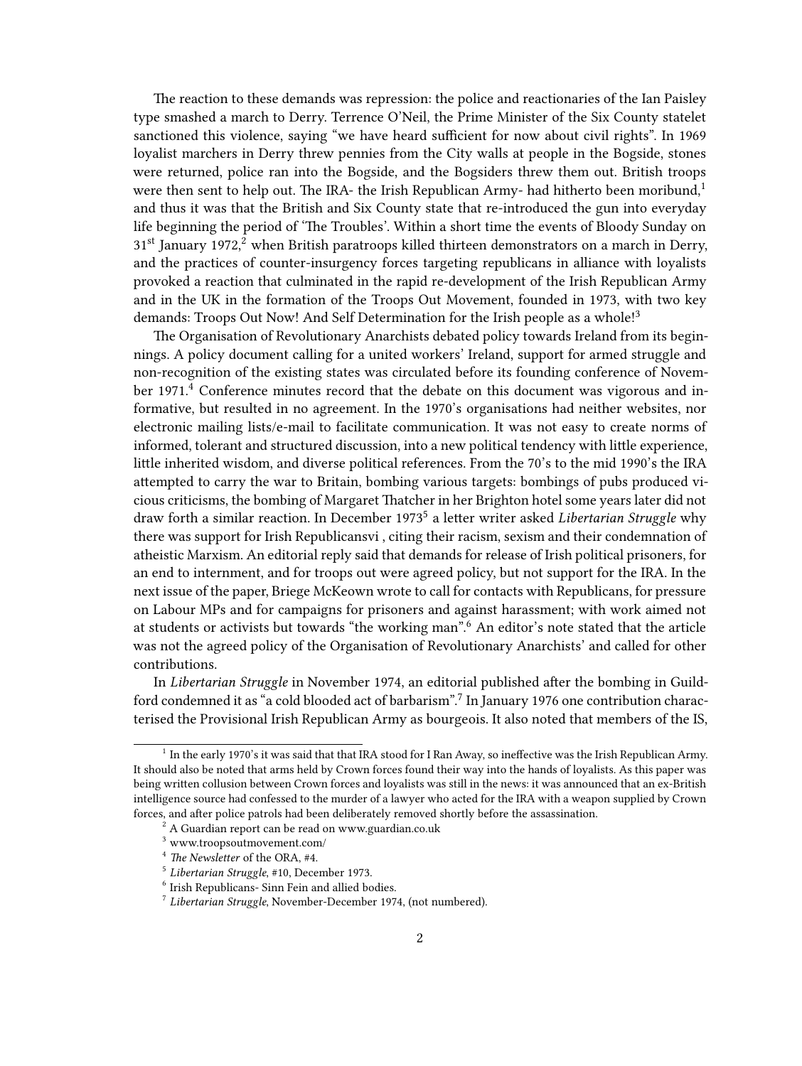The reaction to these demands was repression: the police and reactionaries of the Ian Paisley type smashed a march to Derry. Terrence O'Neil, the Prime Minister of the Six County statelet sanctioned this violence, saying "we have heard sufficient for now about civil rights". In 1969 loyalist marchers in Derry threw pennies from the City walls at people in the Bogside, stones were returned, police ran into the Bogside, and the Bogsiders threw them out. British troops were then sent to help out. The IRA- the Irish Republican Army- had hitherto been moribund,[1] and thus it was that the British and Six County state that re-introduced the gun into everyday life beginning the period of 'The Troubles'. Within a short time the events of Bloody Sunday on 31st January 1972,[2] when British paratroops killed thirteen demonstrators on a march in Derry, and the practices of counter-insurgency forces targeting republicans in alliance with loyalists provoked a reaction that culminated in the rapid re-development of the Irish Republican Army and in the UK in the formation of the Troops Out Movement, founded in 1973, with two key demands: Troops Out Now! And Self Determination for the Irish people as a whole![3]

The Organisation of Revolutionary Anarchists debated policy towards Ireland from its beginnings. A policy document calling for a united workers' Ireland, support for armed struggle and non-recognition of the existing states was circulated before its founding conference of November 1971.[4] Conference minutes record that the debate on this document was vigorous and informative, but resulted in no agreement. In the 1970's organisations had neither websites, nor electronic mailing lists/e-mail to facilitate communication. It was not easy to create norms of informed, tolerant and structured discussion, into a new political tendency with little experience, little inherited wisdom, and diverse political references. From the 70's to the mid 1990's the IRA attempted to carry the war to Britain, bombing various targets: bombings of pubs produced vicious criticisms, the bombing of Margaret Thatcher in her Brighton hotel some years later did not draw forth a similar reaction. In December 1973[5] a letter writer asked *Libertarian Struggle* why there was support for Irish Republicansvi , citing their racism, sexism and their condemnation of atheistic Marxism. An editorial reply said that demands for release of Irish political prisoners, for an end to internment, and for troops out were agreed policy, but not support for the IRA. In the next issue of the paper, Briege McKeown wrote to call for contacts with Republicans, for pressure on Labour MPs and for campaigns for prisoners and against harassment; with work aimed not at students or activists but towards "the working man".[6] An editor's note stated that the article was not the agreed policy of the Organisation of Revolutionary Anarchists' and called for other contributions.

In *Libertarian Struggle* in November 1974, an editorial published after the bombing in Guildford condemned it as "a cold blooded act of barbarism".[7] In January 1976 one contribution characterised the Provisional Irish Republican Army as bourgeois. It also noted that members of the IS,

---

[1] In the early 1970's it was said that that IRA stood for I Ran Away, so ineffective was the Irish Republican Army. It should also be noted that arms held by Crown forces found their way into the hands of loyalists. As this paper was being written collusion between Crown forces and loyalists was still in the news: it was announced that an ex-British intelligence source had confessed to the murder of a lawyer who acted for the IRA with a weapon supplied by Crown forces, and after police patrols had been deliberately removed shortly before the assassination.

[2] A Guardian report can be read on www.guardian.co.uk

[3] www.troopsoutmovement.com/

[4] *The Newsletter* of the ORA, #4.

[5] *Libertarian Struggle*, #10, December 1973.

[6] Irish Republicans- Sinn Fein and allied bodies.

[7] *Libertarian Struggle*, November-December 1974, (not numbered).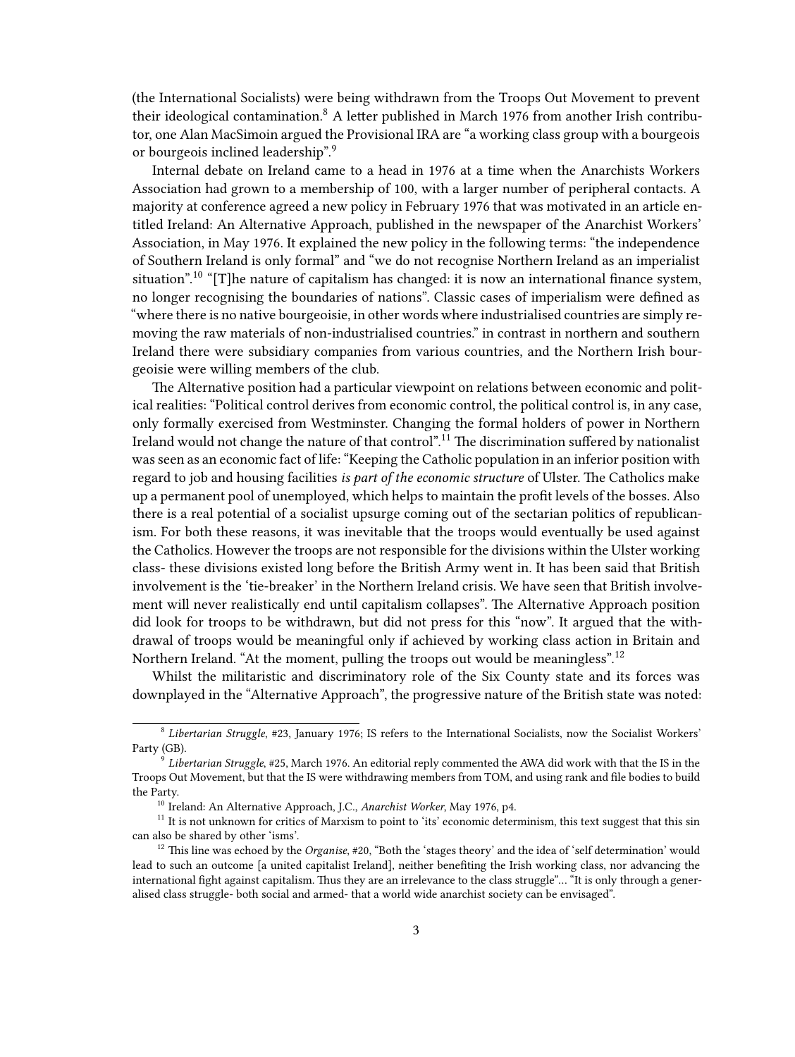(the International Socialists) were being withdrawn from the Troops Out Movement to prevent their ideological contamination.[8] A letter published in March 1976 from another Irish contributor, one Alan MacSimoin argued the Provisional IRA are "a working class group with a bourgeois or bourgeois inclined leadership".[9]

Internal debate on Ireland came to a head in 1976 at a time when the Anarchists Workers Association had grown to a membership of 100, with a larger number of peripheral contacts. A majority at conference agreed a new policy in February 1976 that was motivated in an article entitled Ireland: An Alternative Approach, published in the newspaper of the Anarchist Workers' Association, in May 1976. It explained the new policy in the following terms: "the independence of Southern Ireland is only formal" and "we do not recognise Northern Ireland as an imperialist situation".[10] "[T]he nature of capitalism has changed: it is now an international finance system, no longer recognising the boundaries of nations". Classic cases of imperialism were defined as "where there is no native bourgeoisie, in other words where industrialised countries are simply removing the raw materials of non-industrialised countries." in contrast in northern and southern Ireland there were subsidiary companies from various countries, and the Northern Irish bourgeoisie were willing members of the club.

The Alternative position had a particular viewpoint on relations between economic and political realities: "Political control derives from economic control, the political control is, in any case, only formally exercised from Westminster. Changing the formal holders of power in Northern Ireland would not change the nature of that control".[11] The discrimination suffered by nationalist was seen as an economic fact of life: "Keeping the Catholic population in an inferior position with regard to job and housing facilities *is part of the economic structure* of Ulster. The Catholics make up a permanent pool of unemployed, which helps to maintain the profit levels of the bosses. Also there is a real potential of a socialist upsurge coming out of the sectarian politics of republicanism. For both these reasons, it was inevitable that the troops would eventually be used against the Catholics. However the troops are not responsible for the divisions within the Ulster working class- these divisions existed long before the British Army went in. It has been said that British involvement is the 'tie-breaker' in the Northern Ireland crisis. We have seen that British involvement will never realistically end until capitalism collapses". The Alternative Approach position did look for troops to be withdrawn, but did not press for this "now". It argued that the withdrawal of troops would be meaningful only if achieved by working class action in Britain and Northern Ireland. "At the moment, pulling the troops out would be meaningless".[12]

Whilst the militaristic and discriminatory role of the Six County state and its forces was downplayed in the "Alternative Approach", the progressive nature of the British state was noted:

---

[8] *Libertarian Struggle*, #23, January 1976; IS refers to the International Socialists, now the Socialist Workers' Party (GB).

[9] *Libertarian Struggle*, #25, March 1976. An editorial reply commented the AWA did work with that the IS in the Troops Out Movement, but that the IS were withdrawing members from TOM, and using rank and file bodies to build the Party.

[10] Ireland: An Alternative Approach, J.C., *Anarchist Worker*, May 1976, p4.

[11] It is not unknown for critics of Marxism to point to 'its' economic determinism, this text suggest that this sin can also be shared by other 'isms'.

[12] This line was echoed by the *Organise*, #20, "Both the 'stages theory' and the idea of 'self determination' would lead to such an outcome [a united capitalist Ireland], neither benefiting the Irish working class, nor advancing the international fight against capitalism. Thus they are an irrelevance to the class struggle"… "It is only through a generalised class struggle- both social and armed- that a world wide anarchist society can be envisaged".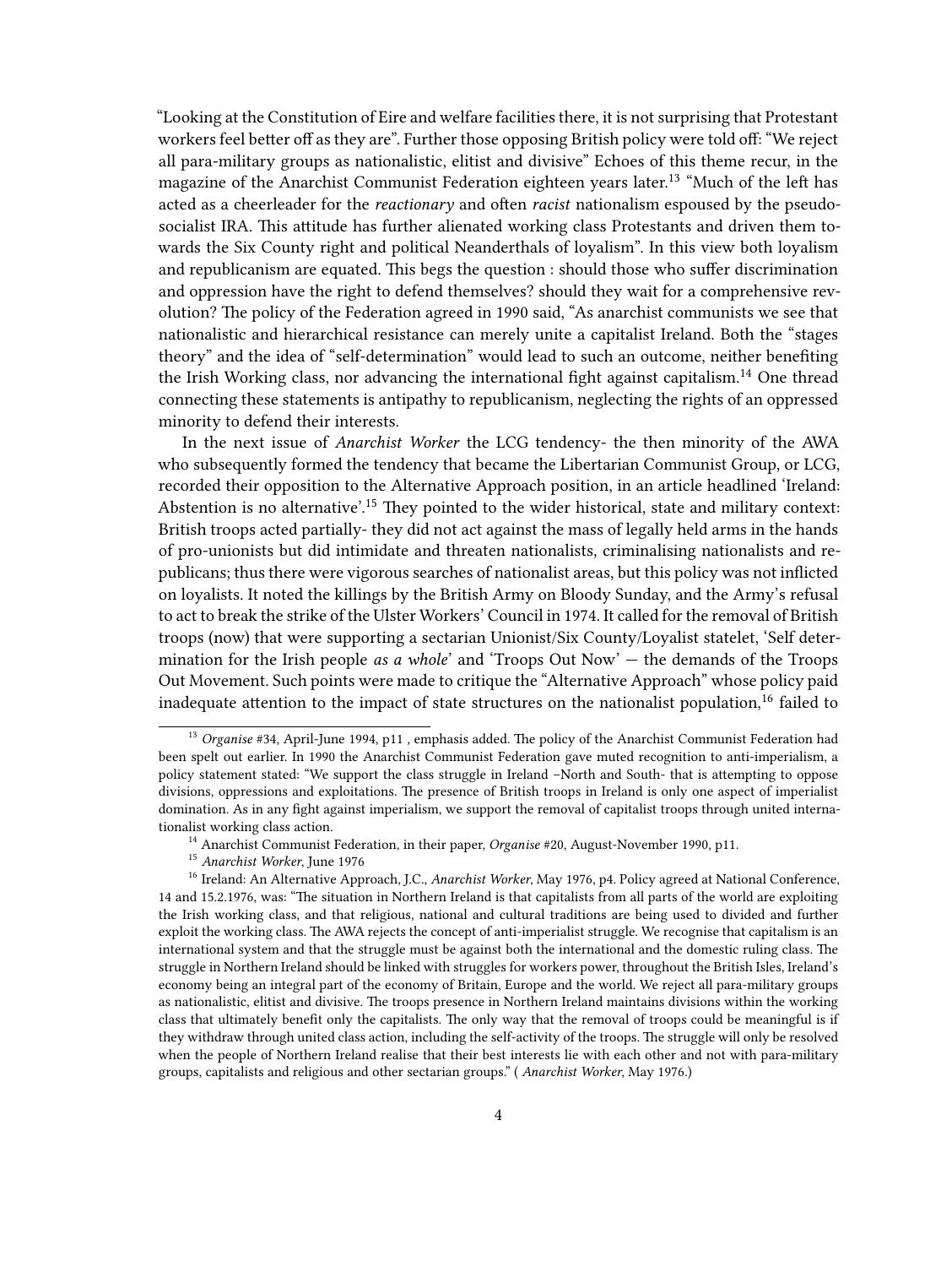"Looking at the Constitution of Eire and welfare facilities there, it is not surprising that Protestant workers feel better off as they are". Further those opposing British policy were told off: "We reject all para-military groups as nationalistic, elitist and divisive" Echoes of this theme recur, in the magazine of the Anarchist Communist Federation eighteen years later.[13] "Much of the left has acted as a cheerleader for the *reactionary* and often *racist* nationalism espoused by the pseudo-socialist IRA. This attitude has further alienated working class Protestants and driven them towards the Six County right and political Neanderthals of loyalism". In this view both loyalism and republicanism are equated. This begs the question : should those who suffer discrimination and oppression have the right to defend themselves? should they wait for a comprehensive revolution? The policy of the Federation agreed in 1990 said, "As anarchist communists we see that nationalistic and hierarchical resistance can merely unite a capitalist Ireland. Both the "stages theory" and the idea of "self-determination" would lead to such an outcome, neither benefiting the Irish Working class, nor advancing the international fight against capitalism.[14] One thread connecting these statements is antipathy to republicanism, neglecting the rights of an oppressed minority to defend their interests.

In the next issue of *Anarchist Worker* the LCG tendency- the then minority of the AWA who subsequently formed the tendency that became the Libertarian Communist Group, or LCG, recorded their opposition to the Alternative Approach position, in an article headlined 'Ireland: Abstention is no alternative'.[15] They pointed to the wider historical, state and military context: British troops acted partially- they did not act against the mass of legally held arms in the hands of pro-unionists but did intimidate and threaten nationalists, criminalising nationalists and republicans; thus there were vigorous searches of nationalist areas, but this policy was not inflicted on loyalists. It noted the killings by the British Army on Bloody Sunday, and the Army's refusal to act to break the strike of the Ulster Workers' Council in 1974. It called for the removal of British troops (now) that were supporting a sectarian Unionist/Six County/Loyalist statelet, 'Self determination for the Irish people *as a whole*' and 'Troops Out Now' — the demands of the Troops Out Movement. Such points were made to critique the "Alternative Approach" whose policy paid inadequate attention to the impact of state structures on the nationalist population,[16] failed to

---

[13] *Organise* #34, April-June 1994, p11 , emphasis added. The policy of the Anarchist Communist Federation had been spelt out earlier. In 1990 the Anarchist Communist Federation gave muted recognition to anti-imperialism, a policy statement stated: "We support the class struggle in Ireland –North and South- that is attempting to oppose divisions, oppressions and exploitations. The presence of British troops in Ireland is only one aspect of imperialist domination. As in any fight against imperialism, we support the removal of capitalist troops through united internationalist working class action.

[14] Anarchist Communist Federation, in their paper, *Organise* #20, August-November 1990, p11.

[15] *Anarchist Worker*, June 1976

[16] Ireland: An Alternative Approach, J.C., *Anarchist Worker*, May 1976, p4. Policy agreed at National Conference, 14 and 15.2.1976, was: "The situation in Northern Ireland is that capitalists from all parts of the world are exploiting the Irish working class, and that religious, national and cultural traditions are being used to divided and further exploit the working class. The AWA rejects the concept of anti-imperialist struggle. We recognise that capitalism is an international system and that the struggle must be against both the international and the domestic ruling class. The struggle in Northern Ireland should be linked with struggles for workers power, throughout the British Isles, Ireland's economy being an integral part of the economy of Britain, Europe and the world. We reject all para-military groups as nationalistic, elitist and divisive. The troops presence in Northern Ireland maintains divisions within the working class that ultimately benefit only the capitalists. The only way that the removal of troops could be meaningful is if they withdraw through united class action, including the self-activity of the troops. The struggle will only be resolved when the people of Northern Ireland realise that their best interests lie with each other and not with para-military groups, capitalists and religious and other sectarian groups." ( *Anarchist Worker*, May 1976.)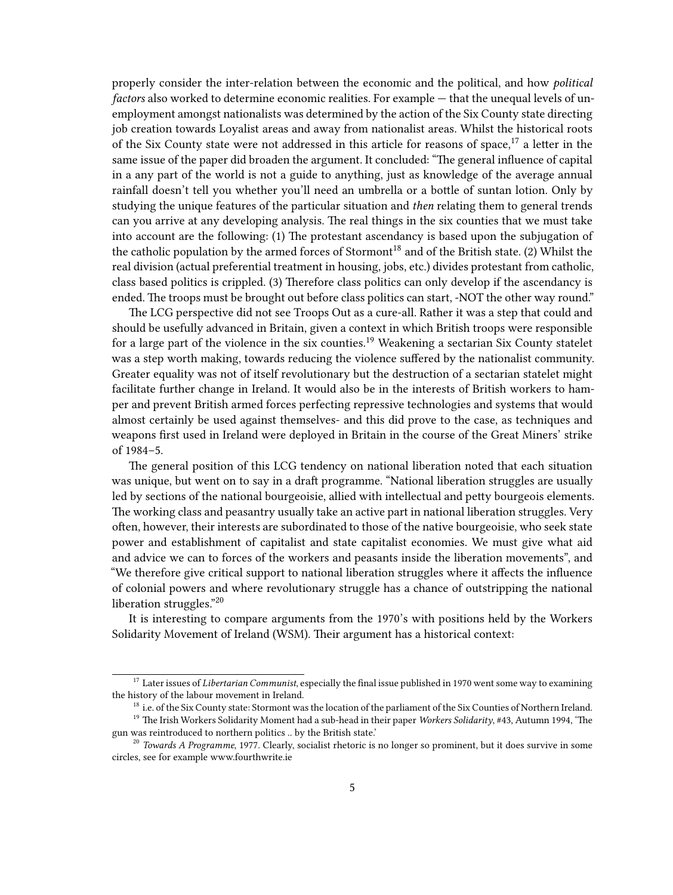properly consider the inter-relation between the economic and the political, and how *political factors* also worked to determine economic realities. For example — that the unequal levels of unemployment amongst nationalists was determined by the action of the Six County state directing job creation towards Loyalist areas and away from nationalist areas. Whilst the historical roots of the Six County state were not addressed in this article for reasons of space,[17] a letter in the same issue of the paper did broaden the argument. It concluded: "The general influence of capital in a any part of the world is not a guide to anything, just as knowledge of the average annual rainfall doesn't tell you whether you'll need an umbrella or a bottle of suntan lotion. Only by studying the unique features of the particular situation and *then* relating them to general trends can you arrive at any developing analysis. The real things in the six counties that we must take into account are the following: (1) The protestant ascendancy is based upon the subjugation of the catholic population by the armed forces of Stormont[18] and of the British state. (2) Whilst the real division (actual preferential treatment in housing, jobs, etc.) divides protestant from catholic, class based politics is crippled. (3) Therefore class politics can only develop if the ascendancy is ended. The troops must be brought out before class politics can start, -NOT the other way round."

The LCG perspective did not see Troops Out as a cure-all. Rather it was a step that could and should be usefully advanced in Britain, given a context in which British troops were responsible for a large part of the violence in the six counties.[19] Weakening a sectarian Six County statelet was a step worth making, towards reducing the violence suffered by the nationalist community. Greater equality was not of itself revolutionary but the destruction of a sectarian statelet might facilitate further change in Ireland. It would also be in the interests of British workers to hamper and prevent British armed forces perfecting repressive technologies and systems that would almost certainly be used against themselves- and this did prove to the case, as techniques and weapons first used in Ireland were deployed in Britain in the course of the Great Miners' strike of 1984–5.

The general position of this LCG tendency on national liberation noted that each situation was unique, but went on to say in a draft programme. "National liberation struggles are usually led by sections of the national bourgeoisie, allied with intellectual and petty bourgeois elements. The working class and peasantry usually take an active part in national liberation struggles. Very often, however, their interests are subordinated to those of the native bourgeoisie, who seek state power and establishment of capitalist and state capitalist economies. We must give what aid and advice we can to forces of the workers and peasants inside the liberation movements", and "We therefore give critical support to national liberation struggles where it affects the influence of colonial powers and where revolutionary struggle has a chance of outstripping the national liberation struggles."[20]

It is interesting to compare arguments from the 1970's with positions held by the Workers Solidarity Movement of Ireland (WSM). Their argument has a historical context:

---

[17] Later issues of *Libertarian Communist*, especially the final issue published in 1970 went some way to examining the history of the labour movement in Ireland.

[18] i.e. of the Six County state: Stormont was the location of the parliament of the Six Counties of Northern Ireland.

[19] The Irish Workers Solidarity Moment had a sub-head in their paper *Workers Solidarity*, #43, Autumn 1994, 'The gun was reintroduced to northern politics .. by the British state.'

[20] *Towards A Programme*, 1977. Clearly, socialist rhetoric is no longer so prominent, but it does survive in some circles, see for example www.fourthwrite.ie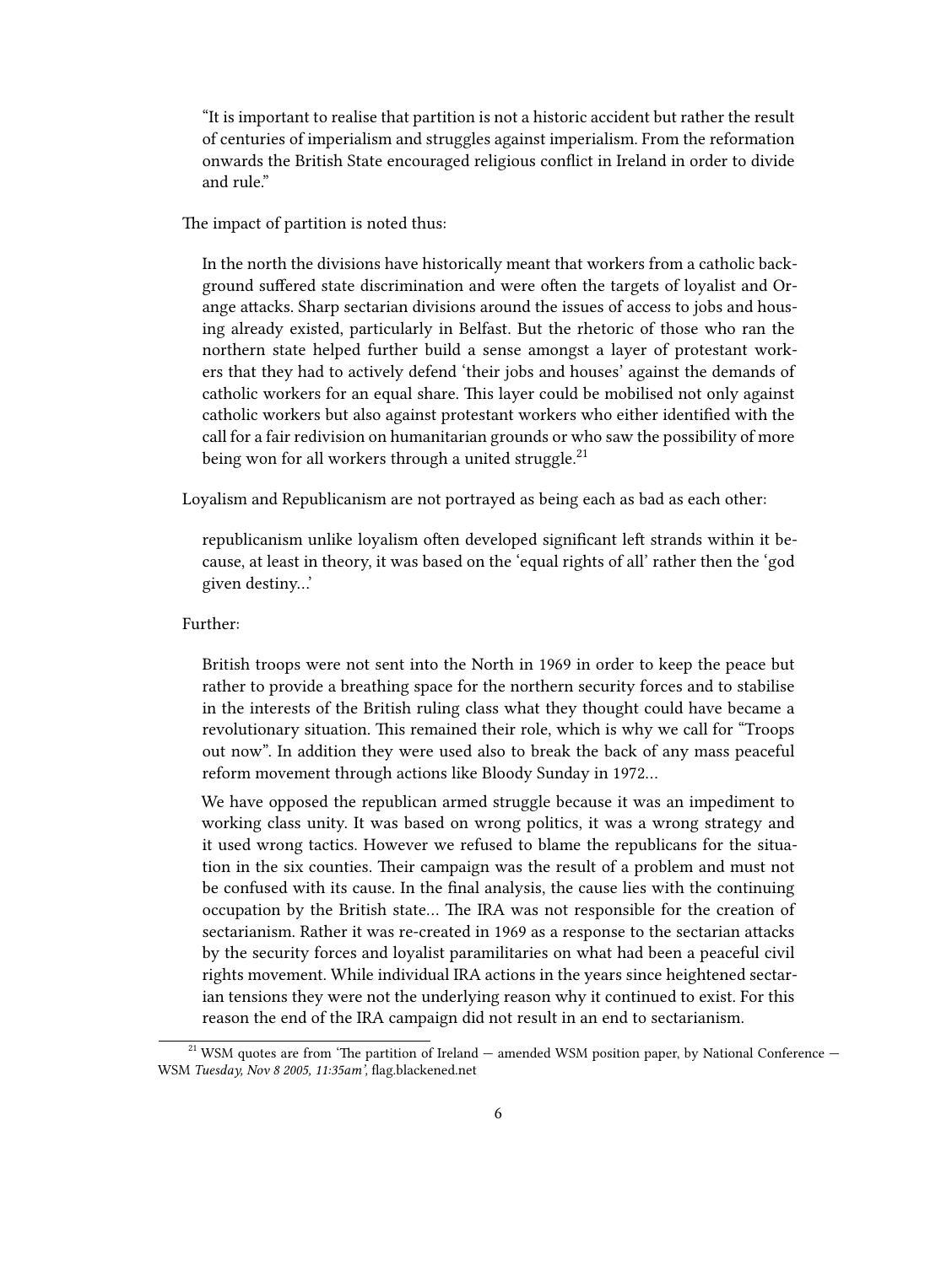> "It is important to realise that partition is not a historic accident but rather the result of centuries of imperialism and struggles against imperialism. From the reformation onwards the British State encouraged religious conflict in Ireland in order to divide and rule."

The impact of partition is noted thus:

> In the north the divisions have historically meant that workers from a catholic background suffered state discrimination and were often the targets of loyalist and Orange attacks. Sharp sectarian divisions around the issues of access to jobs and housing already existed, particularly in Belfast. But the rhetoric of those who ran the northern state helped further build a sense amongst a layer of protestant workers that they had to actively defend 'their jobs and houses' against the demands of catholic workers for an equal share. This layer could be mobilised not only against catholic workers but also against protestant workers who either identified with the call for a fair redivision on humanitarian grounds or who saw the possibility of more being won for all workers through a united struggle.[21]

Loyalism and Republicanism are not portrayed as being each as bad as each other:

> republicanism unlike loyalism often developed significant left strands within it because, at least in theory, it was based on the 'equal rights of all' rather then the 'god given destiny…'

Further:

> British troops were not sent into the North in 1969 in order to keep the peace but rather to provide a breathing space for the northern security forces and to stabilise in the interests of the British ruling class what they thought could have became a revolutionary situation. This remained their role, which is why we call for "Troops out now". In addition they were used also to break the back of any mass peaceful reform movement through actions like Bloody Sunday in 1972…
>
> We have opposed the republican armed struggle because it was an impediment to working class unity. It was based on wrong politics, it was a wrong strategy and it used wrong tactics. However we refused to blame the republicans for the situation in the six counties. Their campaign was the result of a problem and must not be confused with its cause. In the final analysis, the cause lies with the continuing occupation by the British state… The IRA was not responsible for the creation of sectarianism. Rather it was re-created in 1969 as a response to the sectarian attacks by the security forces and loyalist paramilitaries on what had been a peaceful civil rights movement. While individual IRA actions in the years since heightened sectarian tensions they were not the underlying reason why it continued to exist. For this reason the end of the IRA campaign did not result in an end to sectarianism.

[21] WSM quotes are from 'The partition of Ireland — amended WSM position paper, by National Conference — WSM *Tuesday, Nov 8 2005, 11:35am*', flag.blackened.net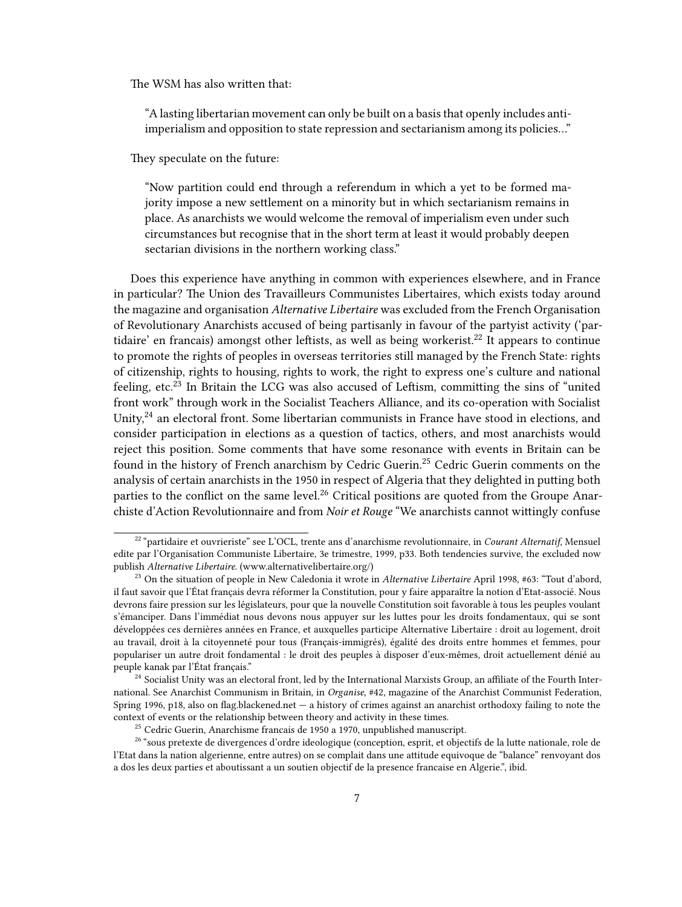The WSM has also written that:

> "A lasting libertarian movement can only be built on a basis that openly includes anti-imperialism and opposition to state repression and sectarianism among its policies…"

They speculate on the future:

> "Now partition could end through a referendum in which a yet to be formed majority impose a new settlement on a minority but in which sectarianism remains in place. As anarchists we would welcome the removal of imperialism even under such circumstances but recognise that in the short term at least it would probably deepen sectarian divisions in the northern working class."

Does this experience have anything in common with experiences elsewhere, and in France in particular? The Union des Travailleurs Communistes Libertaires, which exists today around the magazine and organisation *Alternative Libertaire* was excluded from the French Organisation of Revolutionary Anarchists accused of being partisanly in favour of the partyist activity ('partidaire' en francais) amongst other leftists, as well as being workerist.[22] It appears to continue to promote the rights of peoples in overseas territories still managed by the French State: rights of citizenship, rights to housing, rights to work, the right to express one's culture and national feeling, etc.[23] In Britain the LCG was also accused of Leftism, committing the sins of "united front work" through work in the Socialist Teachers Alliance, and its co-operation with Socialist Unity,[24] an electoral front. Some libertarian communists in France have stood in elections, and consider participation in elections as a question of tactics, others, and most anarchists would reject this position. Some comments that have some resonance with events in Britain can be found in the history of French anarchism by Cedric Guerin.[25] Cedric Guerin comments on the analysis of certain anarchists in the 1950 in respect of Algeria that they delighted in putting both parties to the conflict on the same level.[26] Critical positions are quoted from the Groupe Anarchiste d'Action Revolutionnaire and from *Noir et Rouge* "We anarchists cannot wittingly confuse

---

[22] "partidaire et ouvrieriste" see L'OCL, trente ans d'anarchisme revolutionnaire, in *Courant Alternatif*, Mensuel edite par l'Organisation Communiste Libertaire, 3e trimestre, 1999, p33. Both tendencies survive, the excluded now publish *Alternative Libertaire*. (www.alternativelibertaire.org/)

[23] On the situation of people in New Caledonia it wrote in *Alternative Libertaire* April 1998, #63: "Tout d'abord, il faut savoir que l'État français devra réformer la Constitution, pour y faire apparaître la notion d'Etat-associé. Nous devrons faire pression sur les législateurs, pour que la nouvelle Constitution soit favorable à tous les peuples voulant s'émanciper. Dans l'immédiat nous devons nous appuyer sur les luttes pour les droits fondamentaux, qui se sont développées ces dernières années en France, et auxquelles participe Alternative Libertaire : droit au logement, droit au travail, droit à la citoyenneté pour tous (Français-immigrés), égalité des droits entre hommes et femmes, pour populariser un autre droit fondamental : le droit des peuples à disposer d'eux-mêmes, droit actuellement dénié au peuple kanak par l'État français."

[24] Socialist Unity was an electoral front, led by the International Marxists Group, an affiliate of the Fourth International. See Anarchist Communism in Britain, in *Organise*, #42, magazine of the Anarchist Communist Federation, Spring 1996, p18, also on flag.blackened.net — a history of crimes against an anarchist orthodoxy failing to note the context of events or the relationship between theory and activity in these times.

[25] Cedric Guerin, Anarchisme francais de 1950 a 1970, unpublished manuscript.

[26] "sous pretexte de divergences d'ordre ideologique (conception, esprit, et objectifs de la lutte nationale, role de l'Etat dans la nation algerienne, entre autres) on se complait dans une attitude equivoque de "balance" renvoyant dos a dos les deux parties et aboutissant a un soutien objectif de la presence francaise en Algerie.", ibid.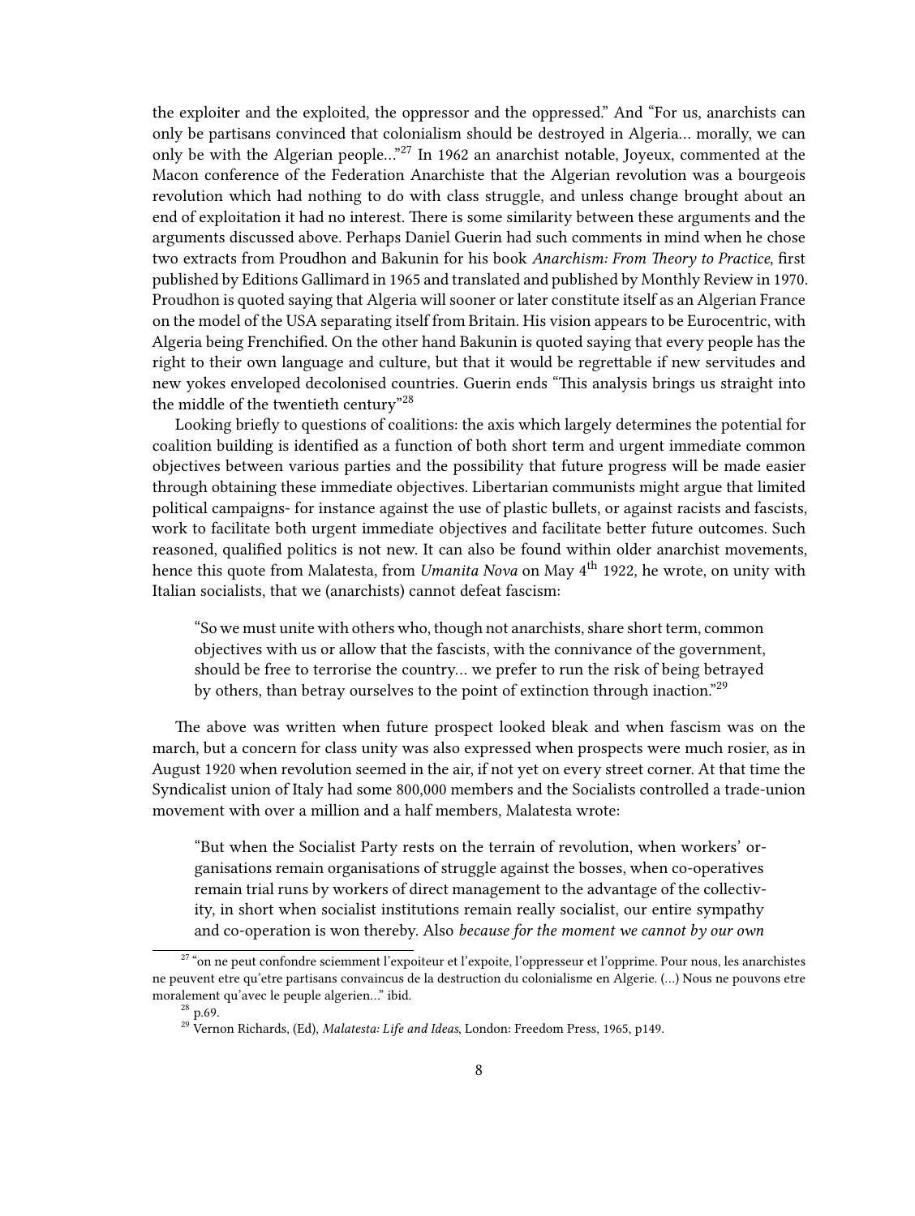the exploiter and the exploited, the oppressor and the oppressed." And "For us, anarchists can only be partisans convinced that colonialism should be destroyed in Algeria… morally, we can only be with the Algerian people…"[27] In 1962 an anarchist notable, Joyeux, commented at the Macon conference of the Federation Anarchiste that the Algerian revolution was a bourgeois revolution which had nothing to do with class struggle, and unless change brought about an end of exploitation it had no interest. There is some similarity between these arguments and the arguments discussed above. Perhaps Daniel Guerin had such comments in mind when he chose two extracts from Proudhon and Bakunin for his book *Anarchism: From Theory to Practice*, first published by Editions Gallimard in 1965 and translated and published by Monthly Review in 1970. Proudhon is quoted saying that Algeria will sooner or later constitute itself as an Algerian France on the model of the USA separating itself from Britain. His vision appears to be Eurocentric, with Algeria being Frenchified. On the other hand Bakunin is quoted saying that every people has the right to their own language and culture, but that it would be regrettable if new servitudes and new yokes enveloped decolonised countries. Guerin ends "This analysis brings us straight into the middle of the twentieth century"[28]

Looking briefly to questions of coalitions: the axis which largely determines the potential for coalition building is identified as a function of both short term and urgent immediate common objectives between various parties and the possibility that future progress will be made easier through obtaining these immediate objectives. Libertarian communists might argue that limited political campaigns- for instance against the use of plastic bullets, or against racists and fascists, work to facilitate both urgent immediate objectives and facilitate better future outcomes. Such reasoned, qualified politics is not new. It can also be found within older anarchist movements, hence this quote from Malatesta, from *Umanita Nova* on May 4th 1922, he wrote, on unity with Italian socialists, that we (anarchists) cannot defeat fascism:

> "So we must unite with others who, though not anarchists, share short term, common objectives with us or allow that the fascists, with the connivance of the government, should be free to terrorise the country… we prefer to run the risk of being betrayed by others, than betray ourselves to the point of extinction through inaction."[29]

The above was written when future prospect looked bleak and when fascism was on the march, but a concern for class unity was also expressed when prospects were much rosier, as in August 1920 when revolution seemed in the air, if not yet on every street corner. At that time the Syndicalist union of Italy had some 800,000 members and the Socialists controlled a trade-union movement with over a million and a half members, Malatesta wrote:

> "But when the Socialist Party rests on the terrain of revolution, when workers' organisations remain organisations of struggle against the bosses, when co-operatives remain trial runs by workers of direct management to the advantage of the collectivity, in short when socialist institutions remain really socialist, our entire sympathy and co-operation is won thereby. Also *because for the moment we cannot by our own*

---

[27] "on ne peut confondre sciemment l'expoiteur et l'expoite, l'oppresseur et l'opprime. Pour nous, les anarchistes ne peuvent etre qu'etre partisans convaincus de la destruction du colonialisme en Algerie. (…) Nous ne pouvons etre moralement qu'avec le peuple algerien…" ibid.

[28] p.69.

[29] Vernon Richards, (Ed), *Malatesta: Life and Ideas*, London: Freedom Press, 1965, p149.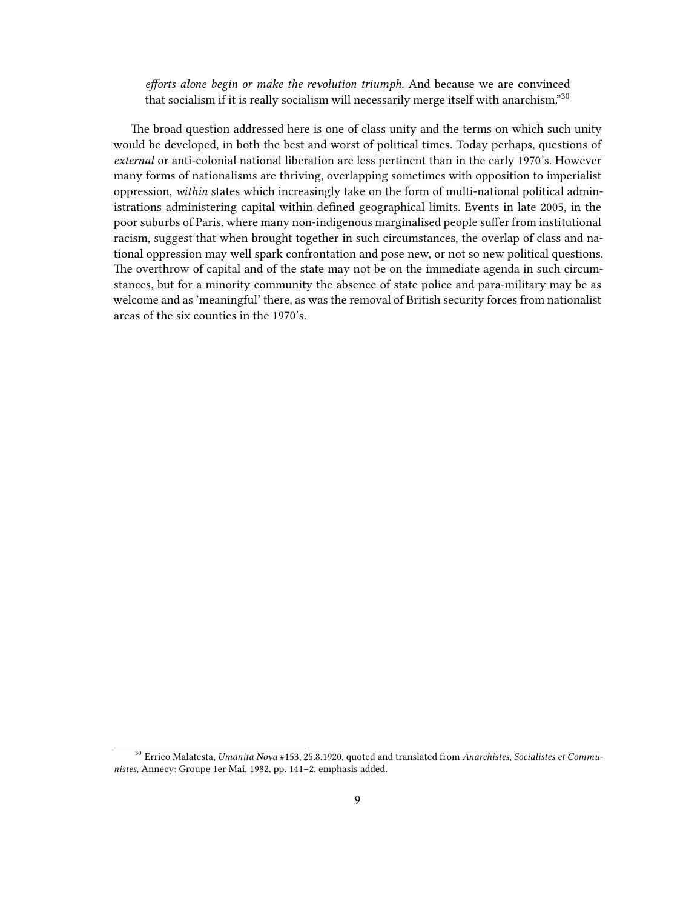> *efforts alone begin or make the revolution triumph.* And because we are convinced that socialism if it is really socialism will necessarily merge itself with anarchism."[30]

The broad question addressed here is one of class unity and the terms on which such unity would be developed, in both the best and worst of political times. Today perhaps, questions of *external* or anti-colonial national liberation are less pertinent than in the early 1970's. However many forms of nationalisms are thriving, overlapping sometimes with opposition to imperialist oppression, *within* states which increasingly take on the form of multi-national political administrations administering capital within defined geographical limits. Events in late 2005, in the poor suburbs of Paris, where many non-indigenous marginalised people suffer from institutional racism, suggest that when brought together in such circumstances, the overlap of class and national oppression may well spark confrontation and pose new, or not so new political questions. The overthrow of capital and of the state may not be on the immediate agenda in such circumstances, but for a minority community the absence of state police and para-military may be as welcome and as 'meaningful' there, as was the removal of British security forces from nationalist areas of the six counties in the 1970's.

---

[30] Errico Malatesta, *Umanita Nova* #153, 25.8.1920, quoted and translated from *Anarchistes, Socialistes et Communistes,* Annecy: Groupe 1er Mai, 1982, pp. 141–2, emphasis added.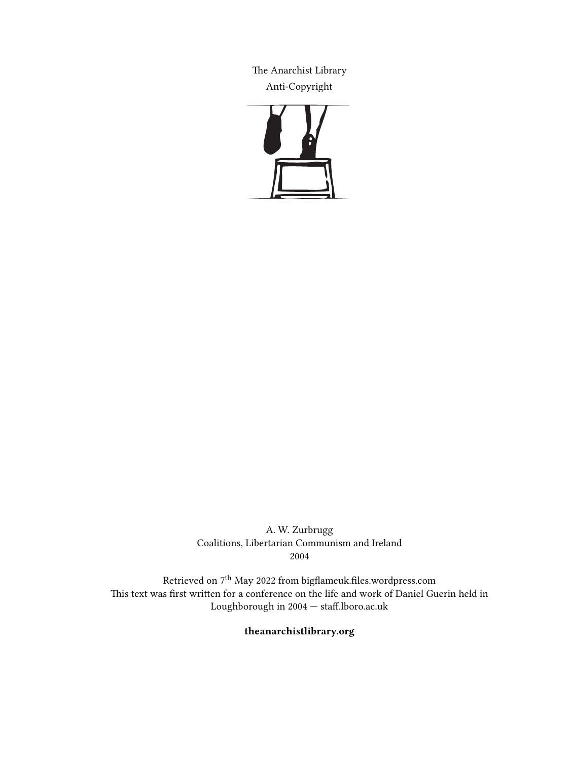The Anarchist Library
Anti-Copyright

A. W. Zurbrugg
Coalitions, Libertarian Communism and Ireland
2004

Retrieved on 7th May 2022 from bigflameuk.files.wordpress.com
This text was first written for a conference on the life and work of Daniel Guerin held in Loughborough in 2004 — staff.lboro.ac.uk

**theanarchistlibrary.org**